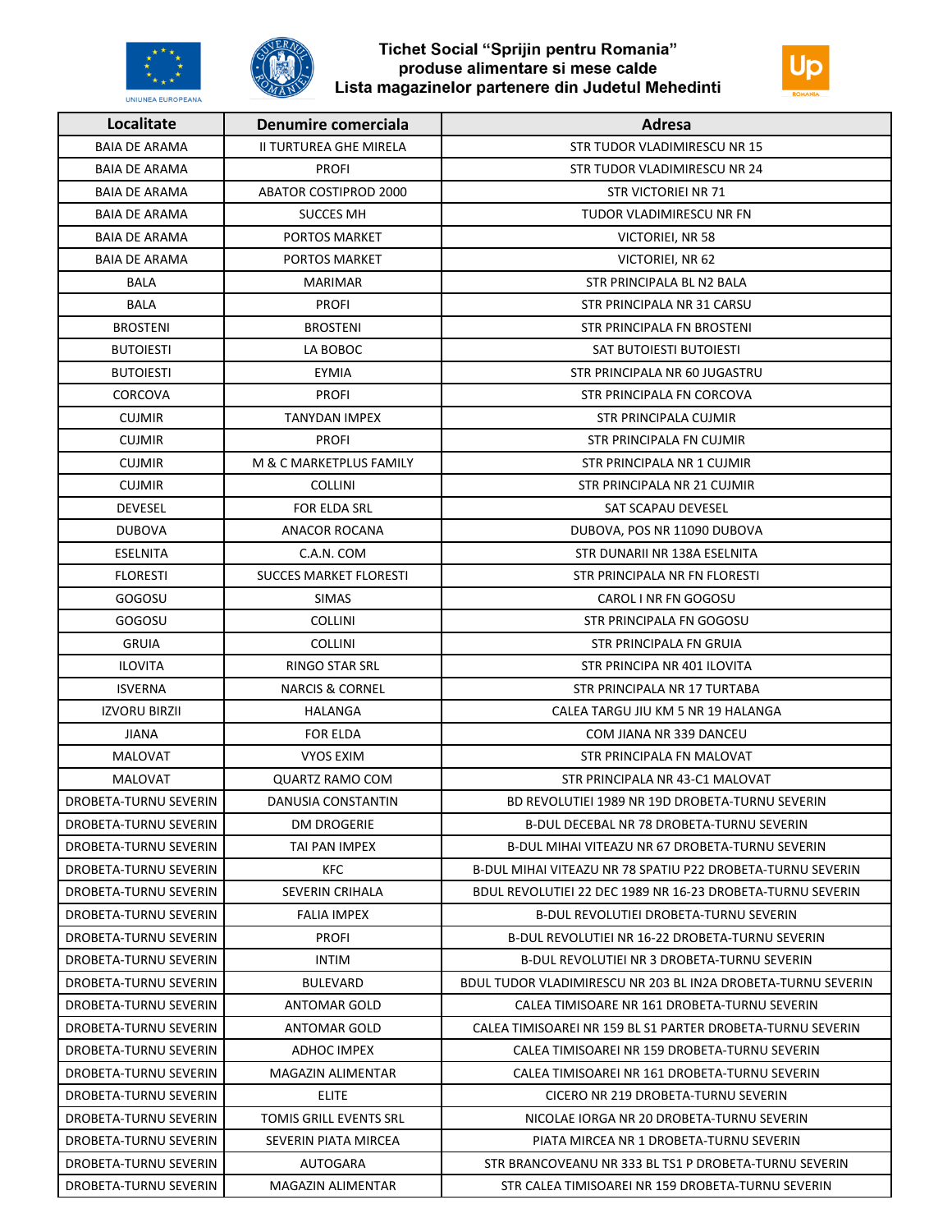# Tichet Social "Sprijin pentru Romania"
## produse alimentare si mese calde
## Lista magazinelor partenere din Judetul Mehedinti

| Localitate | Denumire comerciala | Adresa |
|---|---|---|
| BAIA DE ARAMA | II TURTUREA GHE MIRELA | STR TUDOR VLADIMIRESCU NR 15 |
| BAIA DE ARAMA | PROFI | STR TUDOR VLADIMIRESCU NR 24 |
| BAIA DE ARAMA | ABATOR COSTIPROD 2000 | STR VICTORIEI NR 71 |
| BAIA DE ARAMA | SUCCES MH | TUDOR VLADIMIRESCU NR FN |
| BAIA DE ARAMA | PORTOS MARKET | VICTORIEI, NR 58 |
| BAIA DE ARAMA | PORTOS MARKET | VICTORIEI, NR 62 |
| BALA | MARIMAR | STR PRINCIPALA BL N2 BALA |
| BALA | PROFI | STR PRINCIPALA NR 31 CARSU |
| BROSTENI | BROSTENI | STR PRINCIPALA FN BROSTENI |
| BUTOIESTI | LA BOBOC | SAT BUTOIESTI BUTOIESTI |
| BUTOIESTI | EYMIA | STR PRINCIPALA NR 60 JUGASTRU |
| CORCOVA | PROFI | STR PRINCIPALA FN CORCOVA |
| CUJMIR | TANYDAN IMPEX | STR PRINCIPALA CUJMIR |
| CUJMIR | PROFI | STR PRINCIPALA FN CUJMIR |
| CUJMIR | M & C MARKETPLUS FAMILY | STR PRINCIPALA NR 1 CUJMIR |
| CUJMIR | COLLINI | STR PRINCIPALA NR 21 CUJMIR |
| DEVESEL | FOR ELDA SRL | SAT SCAPAU DEVESEL |
| DUBOVA | ANACOR ROCANA | DUBOVA, POS NR 11090 DUBOVA |
| ESELNITA | C.A.N. COM | STR DUNARII NR 138A ESELNITA |
| FLORESTI | SUCCES MARKET FLORESTI | STR PRINCIPALA NR FN FLORESTI |
| GOGOSU | SIMAS | CAROL I NR FN GOGOSU |
| GOGOSU | COLLINI | STR PRINCIPALA FN GOGOSU |
| GRUIA | COLLINI | STR PRINCIPALA FN GRUIA |
| ILOVITA | RINGO STAR SRL | STR PRINCIPA NR 401 ILOVITA |
| ISVERNA | NARCIS & CORNEL | STR PRINCIPALA NR 17 TURTABA |
| IZVORU BIRZII | HALANGA | CALEA TARGU JIU KM 5 NR 19 HALANGA |
| JIANA | FOR ELDA | COM JIANA NR 339 DANCEU |
| MALOVAT | VYOS EXIM | STR PRINCIPALA FN MALOVAT |
| MALOVAT | QUARTZ RAMO COM | STR PRINCIPALA NR 43-C1 MALOVAT |
| DROBETA-TURNU SEVERIN | DANUSIA CONSTANTIN | BD REVOLUTIEI 1989 NR 19D DROBETA-TURNU SEVERIN |
| DROBETA-TURNU SEVERIN | DM DROGERIE | B-DUL DECEBAL NR 78 DROBETA-TURNU SEVERIN |
| DROBETA-TURNU SEVERIN | TAI PAN IMPEX | B-DUL MIHAI VITEAZU NR 67 DROBETA-TURNU SEVERIN |
| DROBETA-TURNU SEVERIN | KFC | B-DUL MIHAI VITEAZU NR 78 SPATIU P22 DROBETA-TURNU SEVERIN |
| DROBETA-TURNU SEVERIN | SEVERIN CRIHALA | BDUL REVOLUTIEI 22 DEC 1989 NR 16-23 DROBETA-TURNU SEVERIN |
| DROBETA-TURNU SEVERIN | FALIA IMPEX | B-DUL REVOLUTIEI DROBETA-TURNU SEVERIN |
| DROBETA-TURNU SEVERIN | PROFI | B-DUL REVOLUTIEI NR 16-22 DROBETA-TURNU SEVERIN |
| DROBETA-TURNU SEVERIN | INTIM | B-DUL REVOLUTIEI NR 3 DROBETA-TURNU SEVERIN |
| DROBETA-TURNU SEVERIN | BULEVARD | BDUL TUDOR VLADIMIRESCU NR 203 BL IN2A DROBETA-TURNU SEVERIN |
| DROBETA-TURNU SEVERIN | ANTOMAR GOLD | CALEA TIMISOARE NR 161 DROBETA-TURNU SEVERIN |
| DROBETA-TURNU SEVERIN | ANTOMAR GOLD | CALEA TIMISOAREI NR 159 BL S1 PARTER DROBETA-TURNU SEVERIN |
| DROBETA-TURNU SEVERIN | ADHOC IMPEX | CALEA TIMISOAREI NR 159 DROBETA-TURNU SEVERIN |
| DROBETA-TURNU SEVERIN | MAGAZIN ALIMENTAR | CALEA TIMISOAREI NR 161 DROBETA-TURNU SEVERIN |
| DROBETA-TURNU SEVERIN | ELITE | CICERO NR 219 DROBETA-TURNU SEVERIN |
| DROBETA-TURNU SEVERIN | TOMIS GRILL EVENTS SRL | NICOLAE IORGA NR 20 DROBETA-TURNU SEVERIN |
| DROBETA-TURNU SEVERIN | SEVERIN PIATA MIRCEA | PIATA MIRCEA NR 1 DROBETA-TURNU SEVERIN |
| DROBETA-TURNU SEVERIN | AUTOGARA | STR BRANCOVEANU NR 333 BL TS1 P DROBETA-TURNU SEVERIN |
| DROBETA-TURNU SEVERIN | MAGAZIN ALIMENTAR | STR CALEA TIMISOAREI NR 159 DROBETA-TURNU SEVERIN |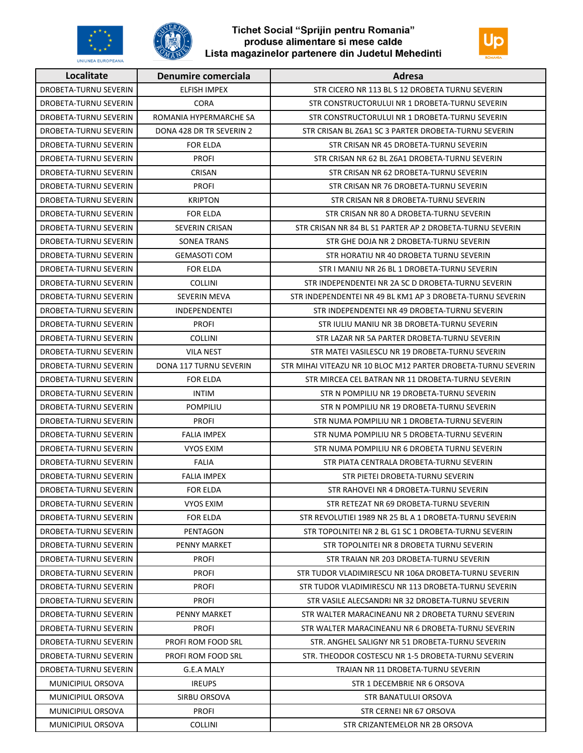# Tichet Social "Sprijin pentru Romania"
## produse alimentare si mese calde
## Lista magazinelor partenere din Judetul Mehedinti

| Localitate | Denumire comerciala | Adresa |
|---|---|---|
| DROBETA-TURNU SEVERIN | ELFISH IMPEX | STR CICERO NR 113 BL S 12 DROBETA TURNU SEVERIN |
| DROBETA-TURNU SEVERIN | CORA | STR CONSTRUCTORULUI NR 1 DROBETA-TURNU SEVERIN |
| DROBETA-TURNU SEVERIN | ROMANIA HYPERMARCHE SA | STR CONSTRUCTORULUI NR 1 DROBETA-TURNU SEVERIN |
| DROBETA-TURNU SEVERIN | DONA 428 DR TR SEVERIN 2 | STR CRISAN BL Z6A1 SC 3 PARTER DROBETA-TURNU SEVERIN |
| DROBETA-TURNU SEVERIN | FOR ELDA | STR CRISAN NR 45 DROBETA-TURNU SEVERIN |
| DROBETA-TURNU SEVERIN | PROFI | STR CRISAN NR 62 BL Z6A1 DROBETA-TURNU SEVERIN |
| DROBETA-TURNU SEVERIN | CRISAN | STR CRISAN NR 62 DROBETA-TURNU SEVERIN |
| DROBETA-TURNU SEVERIN | PROFI | STR CRISAN NR 76 DROBETA-TURNU SEVERIN |
| DROBETA-TURNU SEVERIN | KRIPTON | STR CRISAN NR 8 DROBETA-TURNU SEVERIN |
| DROBETA-TURNU SEVERIN | FOR ELDA | STR CRISAN NR 80 A DROBETA-TURNU SEVERIN |
| DROBETA-TURNU SEVERIN | SEVERIN CRISAN | STR CRISAN NR 84 BL S1 PARTER AP 2 DROBETA-TURNU SEVERIN |
| DROBETA-TURNU SEVERIN | SONEA TRANS | STR GHE DOJA NR 2 DROBETA-TURNU SEVERIN |
| DROBETA-TURNU SEVERIN | GEMASOTI COM | STR HORATIU NR 40 DROBETA TURNU SEVERIN |
| DROBETA-TURNU SEVERIN | FOR ELDA | STR I MANIU NR 26 BL 1 DROBETA-TURNU SEVERIN |
| DROBETA-TURNU SEVERIN | COLLINI | STR INDEPENDENTEI NR 2A SC D DROBETA-TURNU SEVERIN |
| DROBETA-TURNU SEVERIN | SEVERIN MEVA | STR INDEPENDENTEI NR 49 BL KM1 AP 3 DROBETA-TURNU SEVERIN |
| DROBETA-TURNU SEVERIN | INDEPENDENTEI | STR INDEPENDENTEI NR 49 DROBETA-TURNU SEVERIN |
| DROBETA-TURNU SEVERIN | PROFI | STR IULIU MANIU NR 3B DROBETA-TURNU SEVERIN |
| DROBETA-TURNU SEVERIN | COLLINI | STR LAZAR NR 5A PARTER DROBETA-TURNU SEVERIN |
| DROBETA-TURNU SEVERIN | VILA NEST | STR MATEI VASILESCU NR 19 DROBETA-TURNU SEVERIN |
| DROBETA-TURNU SEVERIN | DONA 117 TURNU SEVERIN | STR MIHAI VITEAZU NR 10 BLOC M12 PARTER DROBETA-TURNU SEVERIN |
| DROBETA-TURNU SEVERIN | FOR ELDA | STR MIRCEA CEL BATRAN NR 11 DROBETA-TURNU SEVERIN |
| DROBETA-TURNU SEVERIN | INTIM | STR N POMPILIU NR 19 DROBETA-TURNU SEVERIN |
| DROBETA-TURNU SEVERIN | POMPILIU | STR N POMPILIU NR 19 DROBETA-TURNU SEVERIN |
| DROBETA-TURNU SEVERIN | PROFI | STR NUMA POMPILIU NR 1 DROBETA-TURNU SEVERIN |
| DROBETA-TURNU SEVERIN | FALIA IMPEX | STR NUMA POMPILIU NR 5 DROBETA-TURNU SEVERIN |
| DROBETA-TURNU SEVERIN | VYOS EXIM | STR NUMA POMPILIU NR 6 DROBETA TURNU SEVERIN |
| DROBETA-TURNU SEVERIN | FALIA | STR PIATA CENTRALA DROBETA-TURNU SEVERIN |
| DROBETA-TURNU SEVERIN | FALIA IMPEX | STR PIETEI DROBETA-TURNU SEVERIN |
| DROBETA-TURNU SEVERIN | FOR ELDA | STR RAHOVEI NR 4 DROBETA-TURNU SEVERIN |
| DROBETA-TURNU SEVERIN | VYOS EXIM | STR RETEZAT NR 69 DROBETA-TURNU SEVERIN |
| DROBETA-TURNU SEVERIN | FOR ELDA | STR REVOLUTIEI 1989 NR 25 BL A 1 DROBETA-TURNU SEVERIN |
| DROBETA-TURNU SEVERIN | PENTAGON | STR TOPOLNITEI NR 2 BL G1 SC 1 DROBETA-TURNU SEVERIN |
| DROBETA-TURNU SEVERIN | PENNY MARKET | STR TOPOLNITEI NR 8 DROBETA TURNU SEVERIN |
| DROBETA-TURNU SEVERIN | PROFI | STR TRAIAN NR 203 DROBETA-TURNU SEVERIN |
| DROBETA-TURNU SEVERIN | PROFI | STR TUDOR VLADIMIRESCU NR 106A DROBETA-TURNU SEVERIN |
| DROBETA-TURNU SEVERIN | PROFI | STR TUDOR VLADIMIRESCU NR 113 DROBETA-TURNU SEVERIN |
| DROBETA-TURNU SEVERIN | PROFI | STR VASILE ALECSANDRI NR 32 DROBETA-TURNU SEVERIN |
| DROBETA-TURNU SEVERIN | PENNY MARKET | STR WALTER MARACINEANU NR 2 DROBETA TURNU SEVERIN |
| DROBETA-TURNU SEVERIN | PROFI | STR WALTER MARACINEANU NR 6 DROBETA-TURNU SEVERIN |
| DROBETA-TURNU SEVERIN | PROFI ROM FOOD SRL | STR. ANGHEL SALIGNY NR 51 DROBETA-TURNU SEVERIN |
| DROBETA-TURNU SEVERIN | PROFI ROM FOOD SRL | STR. THEODOR COSTESCU NR 1-5 DROBETA-TURNU SEVERIN |
| DROBETA-TURNU SEVERIN | G.E.A MALY | TRAIAN NR 11 DROBETA-TURNU SEVERIN |
| MUNICIPIUL ORSOVA | IREUPS | STR 1 DECEMBRIE NR 6 ORSOVA |
| MUNICIPIUL ORSOVA | SIRBU ORSOVA | STR BANATULUI ORSOVA |
| MUNICIPIUL ORSOVA | PROFI | STR CERNEI NR 67 ORSOVA |
| MUNICIPIUL ORSOVA | COLLINI | STR CRIZANTEMELOR NR 2B ORSOVA |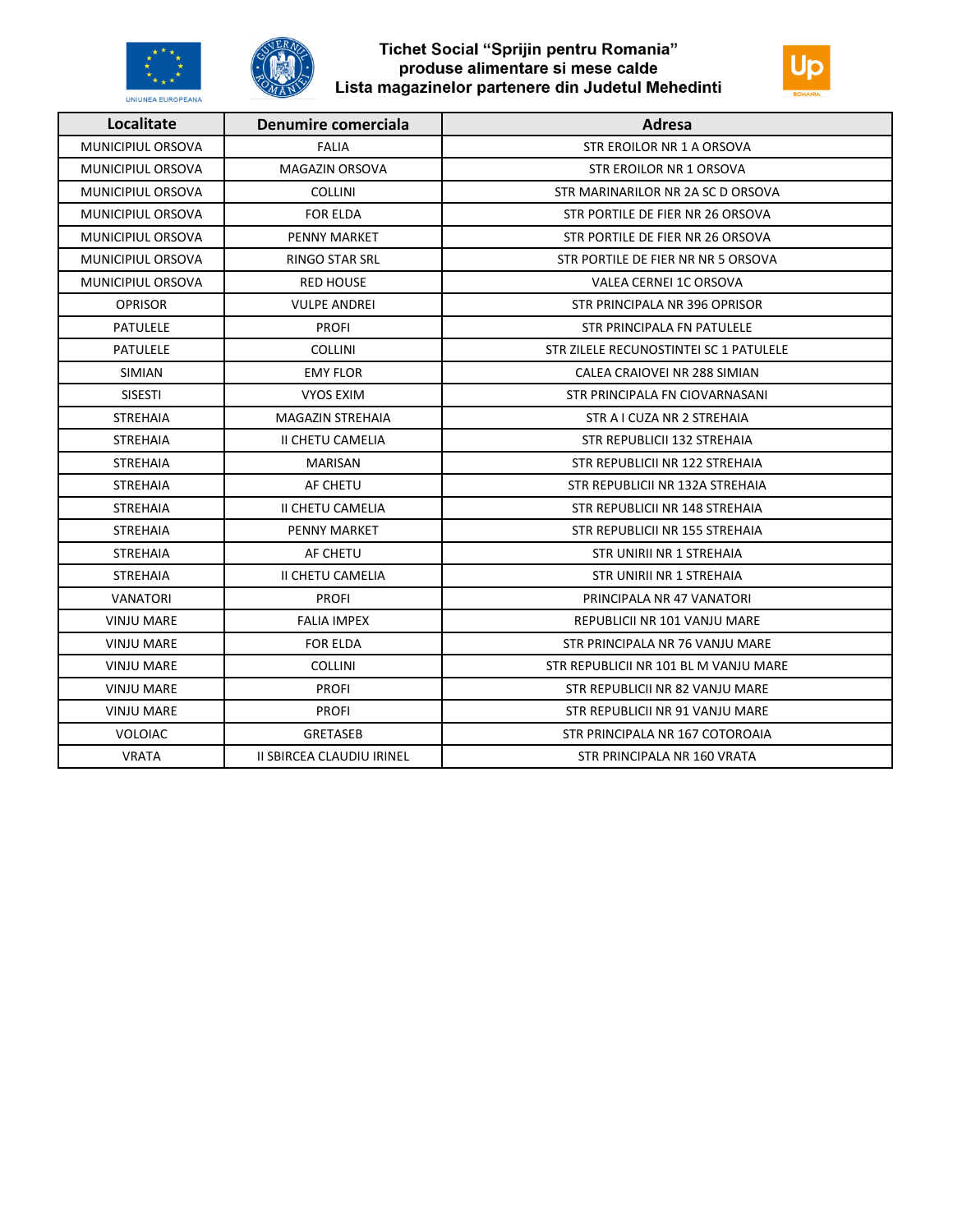# Tichet Social "Sprijin pentru Romania"
## produse alimentare si mese calde
## Lista magazinelor partenere din Judetul Mehedinti

| Localitate | Denumire comerciala | Adresa |
|---|---|---|
| MUNICIPIUL ORSOVA | FALIA | STR EROILOR NR 1 A ORSOVA |
| MUNICIPIUL ORSOVA | MAGAZIN ORSOVA | STR EROILOR NR 1 ORSOVA |
| MUNICIPIUL ORSOVA | COLLINI | STR MARINARILOR NR 2A SC D ORSOVA |
| MUNICIPIUL ORSOVA | FOR ELDA | STR PORTILE DE FIER NR 26 ORSOVA |
| MUNICIPIUL ORSOVA | PENNY MARKET | STR PORTILE DE FIER NR 26 ORSOVA |
| MUNICIPIUL ORSOVA | RINGO STAR SRL | STR PORTILE DE FIER NR NR 5 ORSOVA |
| MUNICIPIUL ORSOVA | RED HOUSE | VALEA CERNEI 1C ORSOVA |
| OPRISOR | VULPE ANDREI | STR PRINCIPALA NR 396 OPRISOR |
| PATULELE | PROFI | STR PRINCIPALA FN PATULELE |
| PATULELE | COLLINI | STR ZILELE RECUNOSTINTEI SC 1 PATULELE |
| SIMIAN | EMY FLOR | CALEA CRAIOVEI NR 288 SIMIAN |
| SISESTI | VYOS EXIM | STR PRINCIPALA FN CIOVARNASANI |
| STREHAIA | MAGAZIN STREHAIA | STR A I CUZA NR 2 STREHAIA |
| STREHAIA | II CHETU CAMELIA | STR REPUBLICII 132 STREHAIA |
| STREHAIA | MARISAN | STR REPUBLICII NR 122 STREHAIA |
| STREHAIA | AF CHETU | STR REPUBLICII NR 132A STREHAIA |
| STREHAIA | II CHETU CAMELIA | STR REPUBLICII NR 148 STREHAIA |
| STREHAIA | PENNY MARKET | STR REPUBLICII NR 155 STREHAIA |
| STREHAIA | AF CHETU | STR UNIRII NR 1 STREHAIA |
| STREHAIA | II CHETU CAMELIA | STR UNIRII NR 1 STREHAIA |
| VANATORI | PROFI | PRINCIPALA NR 47 VANATORI |
| VINJU MARE | FALIA IMPEX | REPUBLICII NR 101 VANJU MARE |
| VINJU MARE | FOR ELDA | STR PRINCIPALA NR 76 VANJU MARE |
| VINJU MARE | COLLINI | STR REPUBLICII NR 101 BL M VANJU MARE |
| VINJU MARE | PROFI | STR REPUBLICII NR 82 VANJU MARE |
| VINJU MARE | PROFI | STR REPUBLICII NR 91 VANJU MARE |
| VOLOIAC | GRETASEB | STR PRINCIPALA NR 167 COTOROAIA |
| VRATA | II SBIRCEA CLAUDIU IRINEL | STR PRINCIPALA NR 160 VRATA |